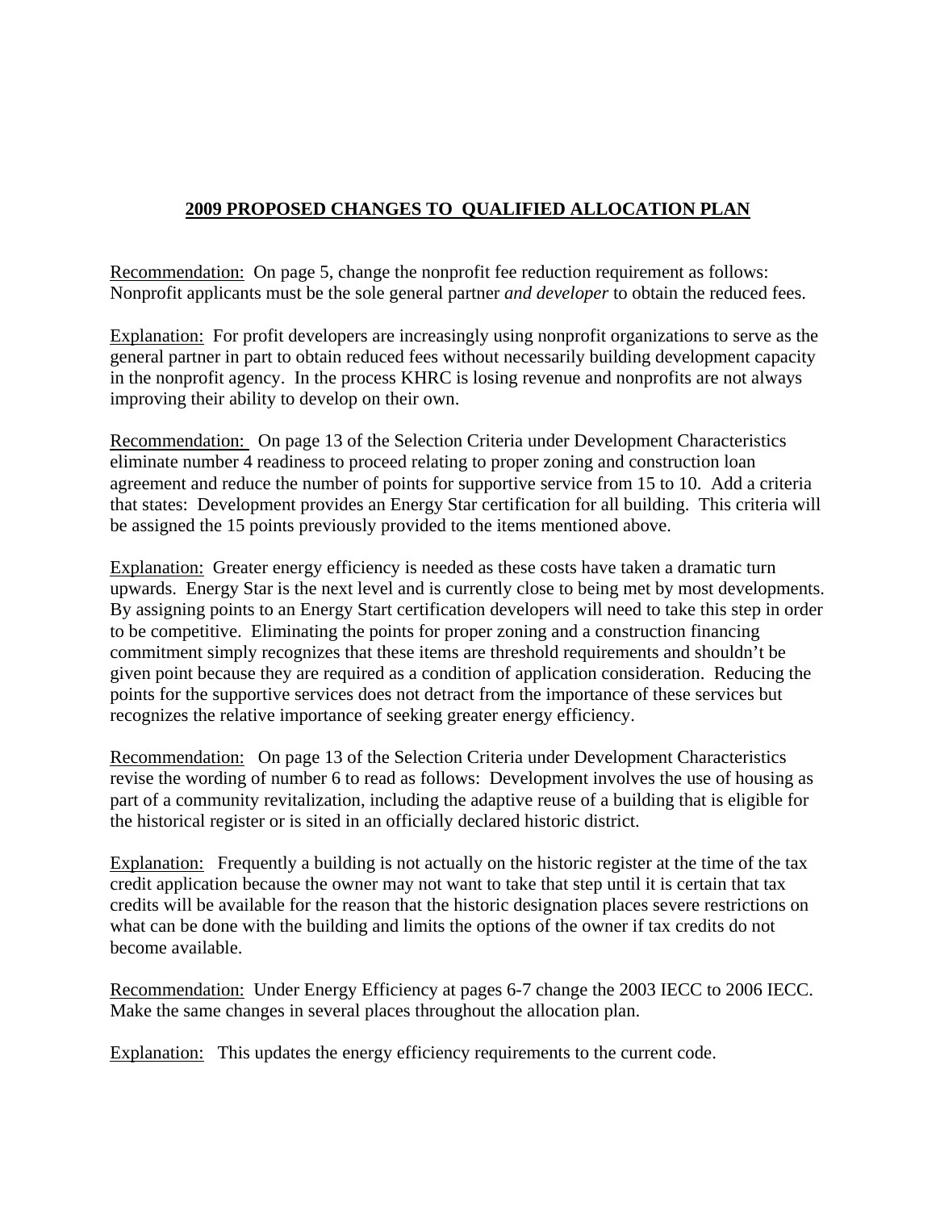# 2009 PROPOSED CHANGES TO QUALIFIED ALLOCATION PLAN

Recommendation: On page 5, change the nonprofit fee reduction requirement as follows: Nonprofit applicants must be the sole general partner *and developer* to obtain the reduced fees.

Explanation: For profit developers are increasingly using nonprofit organizations to serve as the general partner in part to obtain reduced fees without necessarily building development capacity in the nonprofit agency. In the process KHRC is losing revenue and nonprofits are not always improving their ability to develop on their own.

Recommendation: On page 13 of the Selection Criteria under Development Characteristics eliminate number 4 readiness to proceed relating to proper zoning and construction loan agreement and reduce the number of points for supportive service from 15 to 10. Add a criteria that states: Development provides an Energy Star certification for all building. This criteria will be assigned the 15 points previously provided to the items mentioned above.

Explanation: Greater energy efficiency is needed as these costs have taken a dramatic turn upwards. Energy Star is the next level and is currently close to being met by most developments. By assigning points to an Energy Start certification developers will need to take this step in order to be competitive. Eliminating the points for proper zoning and a construction financing commitment simply recognizes that these items are threshold requirements and shouldn't be given point because they are required as a condition of application consideration. Reducing the points for the supportive services does not detract from the importance of these services but recognizes the relative importance of seeking greater energy efficiency.

Recommendation: On page 13 of the Selection Criteria under Development Characteristics revise the wording of number 6 to read as follows: Development involves the use of housing as part of a community revitalization, including the adaptive reuse of a building that is eligible for the historical register or is sited in an officially declared historic district.

Explanation: Frequently a building is not actually on the historic register at the time of the tax credit application because the owner may not want to take that step until it is certain that tax credits will be available for the reason that the historic designation places severe restrictions on what can be done with the building and limits the options of the owner if tax credits do not become available.

Recommendation: Under Energy Efficiency at pages 6-7 change the 2003 IECC to 2006 IECC. Make the same changes in several places throughout the allocation plan.

Explanation: This updates the energy efficiency requirements to the current code.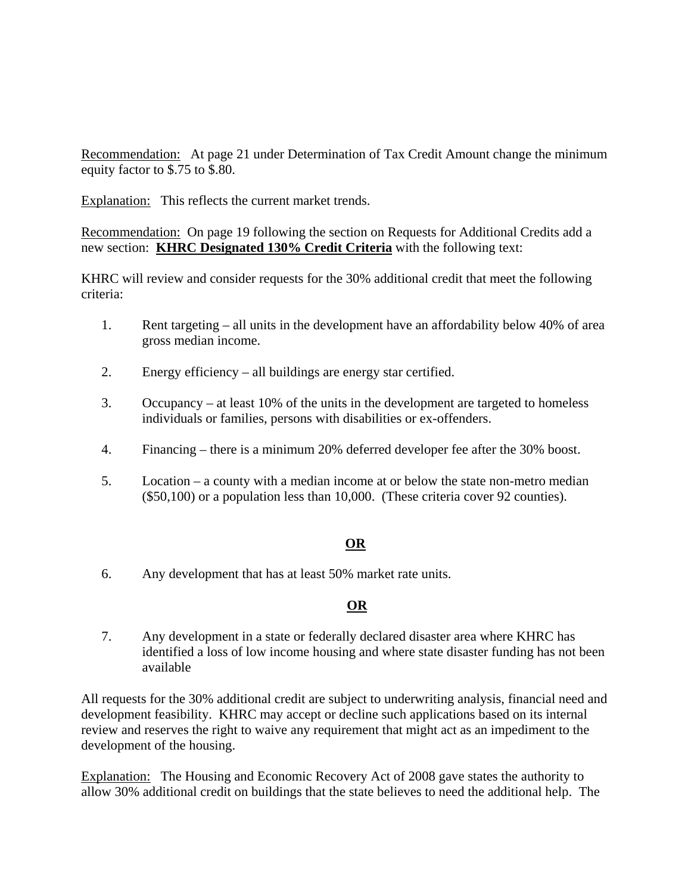Recommendation: At page 21 under Determination of Tax Credit Amount change the minimum equity factor to $.75 to $.80.

Explanation: This reflects the current market trends.

Recommendation: On page 19 following the section on Requests for Additional Credits add a new section: **KHRC Designated 130% Credit Criteria** with the following text:

KHRC will review and consider requests for the 30% additional credit that meet the following criteria:

1. Rent targeting – all units in the development have an affordability below 40% of area gross median income.

2. Energy efficiency – all buildings are energy star certified.

3. Occupancy – at least 10% of the units in the development are targeted to homeless individuals or families, persons with disabilities or ex-offenders.

4. Financing – there is a minimum 20% deferred developer fee after the 30% boost.

5. Location – a county with a median income at or below the state non-metro median ($50,100) or a population less than 10,000. (These criteria cover 92 counties).

**OR**

6. Any development that has at least 50% market rate units.

**OR**

7. Any development in a state or federally declared disaster area where KHRC has identified a loss of low income housing and where state disaster funding has not been available

All requests for the 30% additional credit are subject to underwriting analysis, financial need and development feasibility. KHRC may accept or decline such applications based on its internal review and reserves the right to waive any requirement that might act as an impediment to the development of the housing.

Explanation: The Housing and Economic Recovery Act of 2008 gave states the authority to allow 30% additional credit on buildings that the state believes to need the additional help. The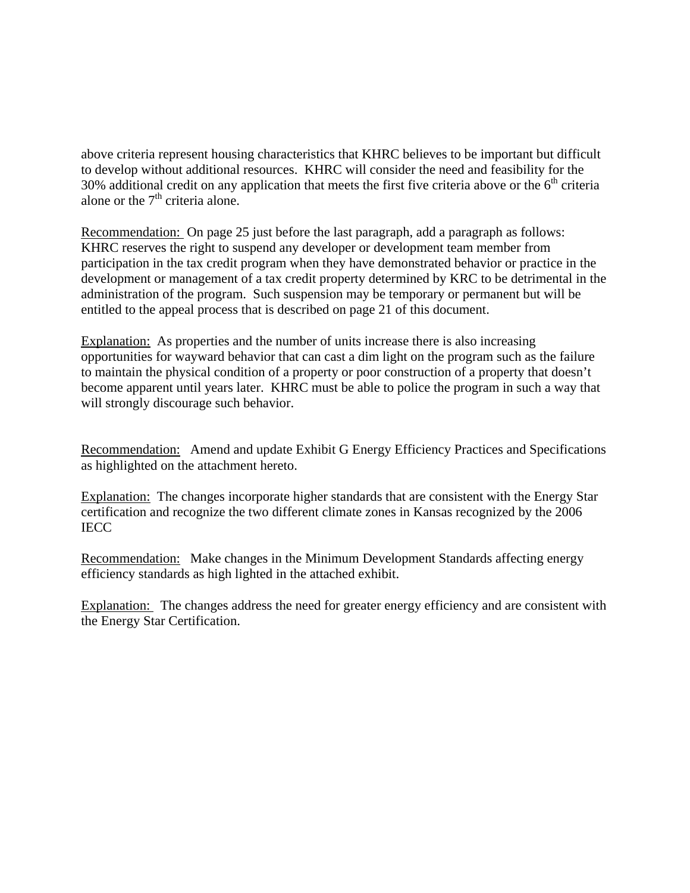above criteria represent housing characteristics that KHRC believes to be important but difficult to develop without additional resources. KHRC will consider the need and feasibility for the 30% additional credit on any application that meets the first five criteria above or the 6th criteria alone or the 7th criteria alone.

Recommendation: On page 25 just before the last paragraph, add a paragraph as follows: KHRC reserves the right to suspend any developer or development team member from participation in the tax credit program when they have demonstrated behavior or practice in the development or management of a tax credit property determined by KRC to be detrimental in the administration of the program. Such suspension may be temporary or permanent but will be entitled to the appeal process that is described on page 21 of this document.

Explanation: As properties and the number of units increase there is also increasing opportunities for wayward behavior that can cast a dim light on the program such as the failure to maintain the physical condition of a property or poor construction of a property that doesn't become apparent until years later. KHRC must be able to police the program in such a way that will strongly discourage such behavior.

Recommendation: Amend and update Exhibit G Energy Efficiency Practices and Specifications as highlighted on the attachment hereto.

Explanation: The changes incorporate higher standards that are consistent with the Energy Star certification and recognize the two different climate zones in Kansas recognized by the 2006 IECC

Recommendation: Make changes in the Minimum Development Standards affecting energy efficiency standards as high lighted in the attached exhibit.

Explanation: The changes address the need for greater energy efficiency and are consistent with the Energy Star Certification.